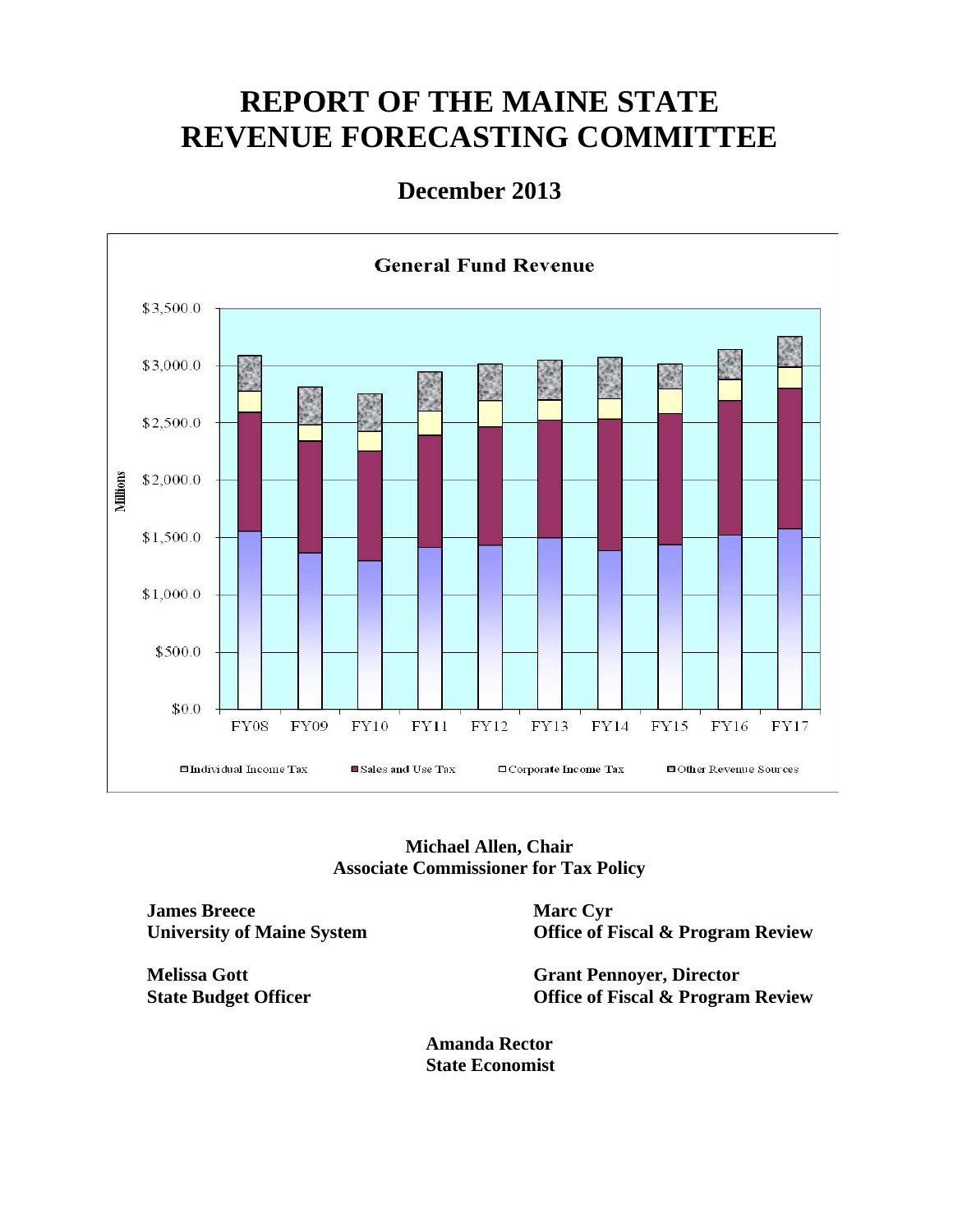# REPORT OF THE MAINE STATE REVENUE FORECASTING COMMITTEE

## December 2013

**Michael Allen, Chair**
**Associate Commissioner for Tax Policy**

**James Breece**
**University of Maine System**

**Marc Cyr**
**Office of Fiscal & Program Review**

**Melissa Gott**
**State Budget Officer**

**Grant Pennoyer, Director**
**Office of Fiscal & Program Review**

**Amanda Rector**
**State Economist**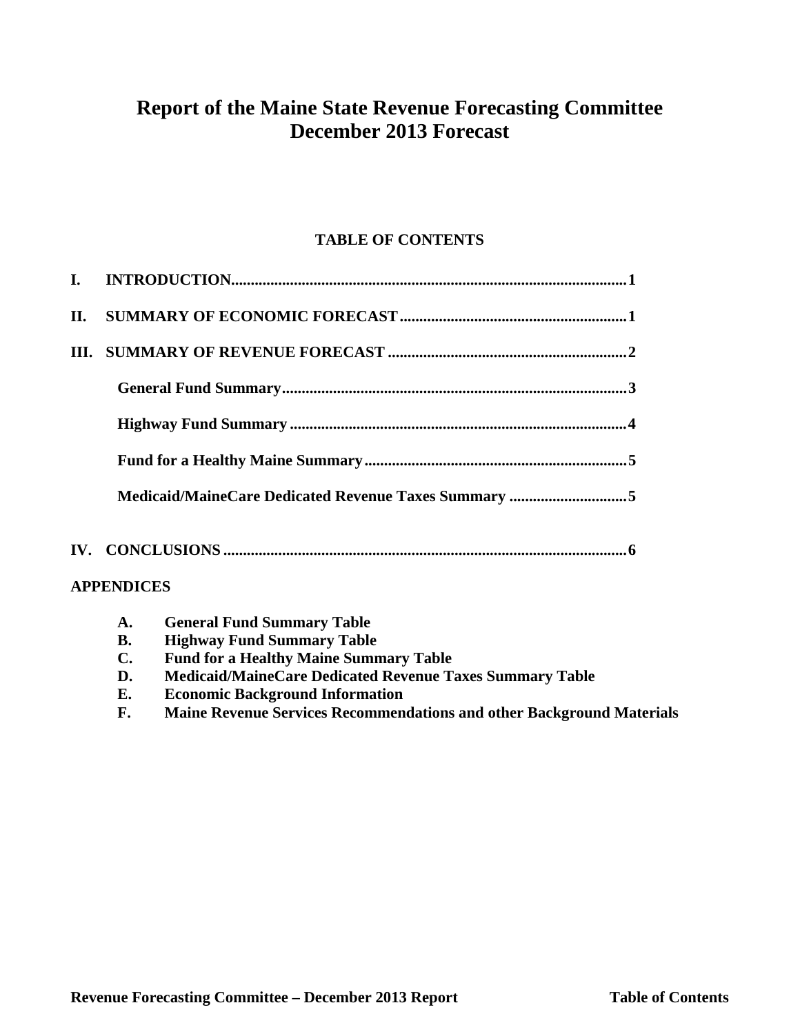# Report of the Maine State Revenue Forecasting Committee
# December 2013 Forecast

## TABLE OF CONTENTS

**I. INTRODUCTION** .......... 1

**II. SUMMARY OF ECONOMIC FORECAST** .......... 1

**III. SUMMARY OF REVENUE FORECAST** .......... 2

- **General Fund Summary** .......... 3
- **Highway Fund Summary** .......... 4
- **Fund for a Healthy Maine Summary** .......... 5
- **Medicaid/MaineCare Dedicated Revenue Taxes Summary** .......... 5

**IV. CONCLUSIONS** .......... 6

**APPENDICES**

- **A. General Fund Summary Table**
- **B. Highway Fund Summary Table**
- **C. Fund for a Healthy Maine Summary Table**
- **D. Medicaid/MaineCare Dedicated Revenue Taxes Summary Table**
- **E. Economic Background Information**
- **F. Maine Revenue Services Recommendations and other Background Materials**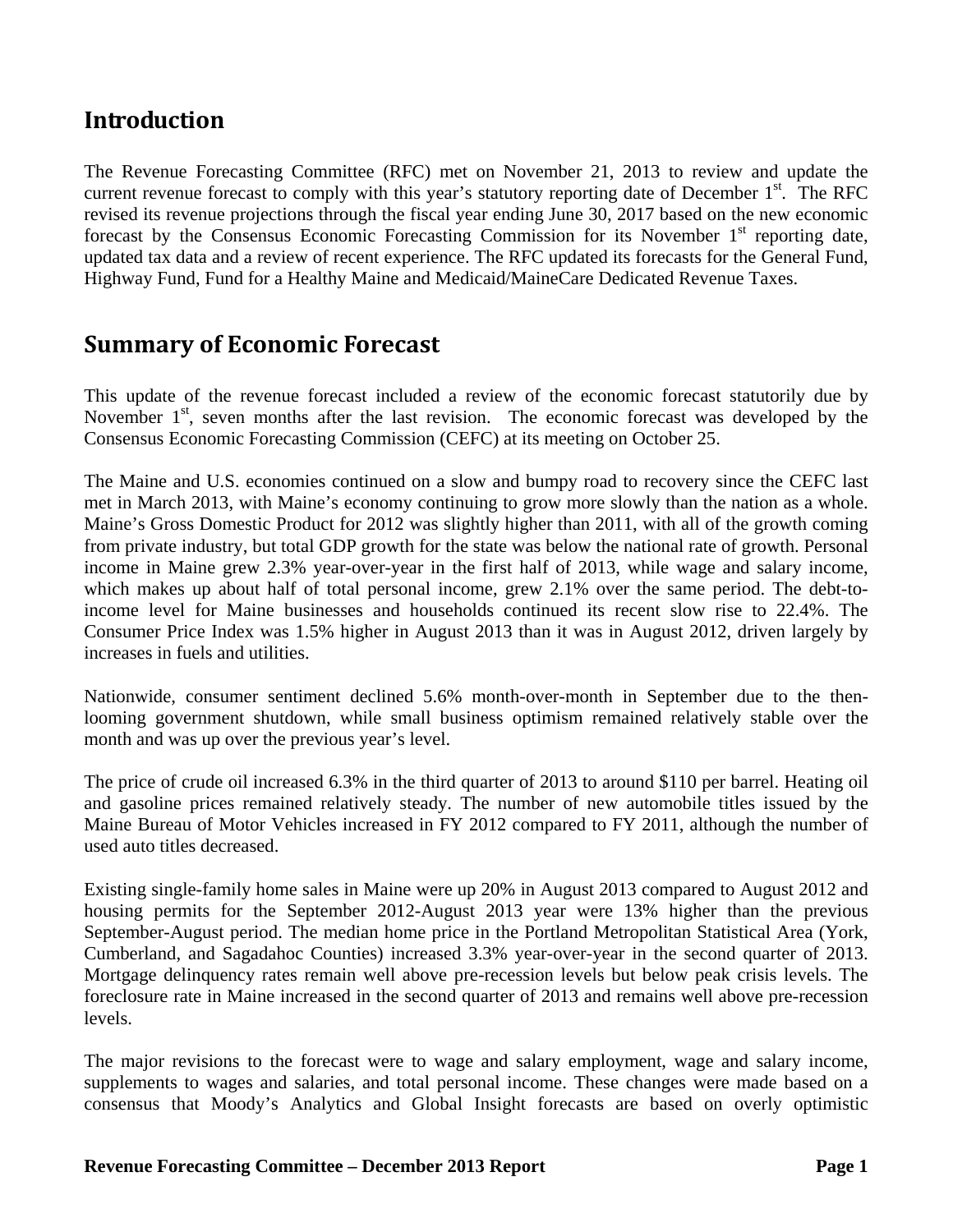## Introduction

The Revenue Forecasting Committee (RFC) met on November 21, 2013 to review and update the current revenue forecast to comply with this year's statutory reporting date of December 1st. The RFC revised its revenue projections through the fiscal year ending June 30, 2017 based on the new economic forecast by the Consensus Economic Forecasting Commission for its November 1st reporting date, updated tax data and a review of recent experience. The RFC updated its forecasts for the General Fund, Highway Fund, Fund for a Healthy Maine and Medicaid/MaineCare Dedicated Revenue Taxes.

## Summary of Economic Forecast

This update of the revenue forecast included a review of the economic forecast statutorily due by November 1st, seven months after the last revision. The economic forecast was developed by the Consensus Economic Forecasting Commission (CEFC) at its meeting on October 25.

The Maine and U.S. economies continued on a slow and bumpy road to recovery since the CEFC last met in March 2013, with Maine's economy continuing to grow more slowly than the nation as a whole. Maine's Gross Domestic Product for 2012 was slightly higher than 2011, with all of the growth coming from private industry, but total GDP growth for the state was below the national rate of growth. Personal income in Maine grew 2.3% year-over-year in the first half of 2013, while wage and salary income, which makes up about half of total personal income, grew 2.1% over the same period. The debt-to-income level for Maine businesses and households continued its recent slow rise to 22.4%. The Consumer Price Index was 1.5% higher in August 2013 than it was in August 2012, driven largely by increases in fuels and utilities.

Nationwide, consumer sentiment declined 5.6% month-over-month in September due to the then-looming government shutdown, while small business optimism remained relatively stable over the month and was up over the previous year's level.

The price of crude oil increased 6.3% in the third quarter of 2013 to around $110 per barrel. Heating oil and gasoline prices remained relatively steady. The number of new automobile titles issued by the Maine Bureau of Motor Vehicles increased in FY 2012 compared to FY 2011, although the number of used auto titles decreased.

Existing single-family home sales in Maine were up 20% in August 2013 compared to August 2012 and housing permits for the September 2012-August 2013 year were 13% higher than the previous September-August period. The median home price in the Portland Metropolitan Statistical Area (York, Cumberland, and Sagadahoc Counties) increased 3.3% year-over-year in the second quarter of 2013. Mortgage delinquency rates remain well above pre-recession levels but below peak crisis levels. The foreclosure rate in Maine increased in the second quarter of 2013 and remains well above pre-recession levels.

The major revisions to the forecast were to wage and salary employment, wage and salary income, supplements to wages and salaries, and total personal income. These changes were made based on a consensus that Moody's Analytics and Global Insight forecasts are based on overly optimistic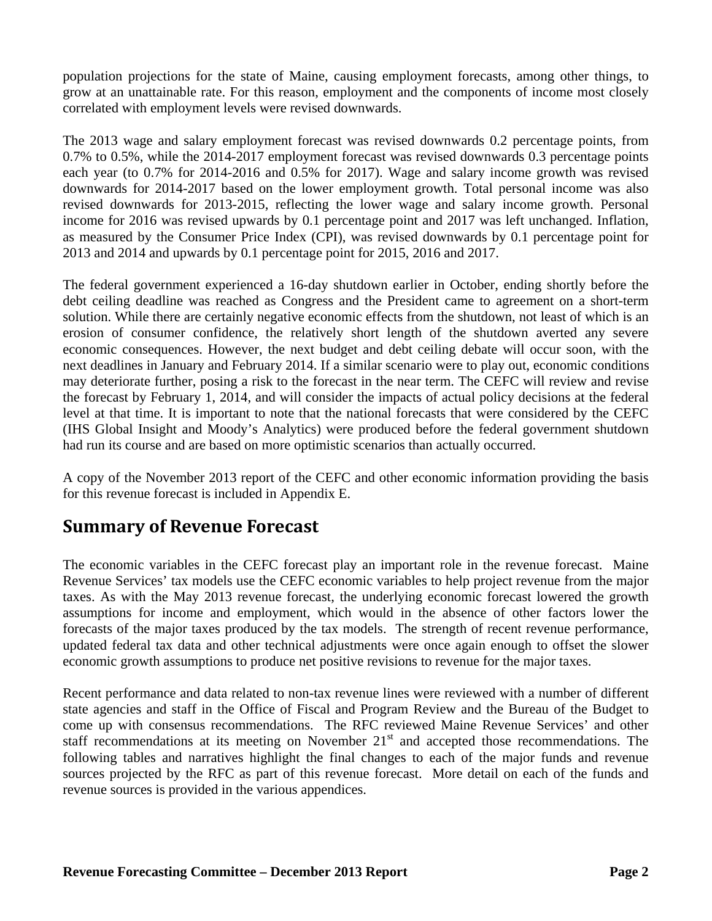population projections for the state of Maine, causing employment forecasts, among other things, to grow at an unattainable rate. For this reason, employment and the components of income most closely correlated with employment levels were revised downwards.

The 2013 wage and salary employment forecast was revised downwards 0.2 percentage points, from 0.7% to 0.5%, while the 2014-2017 employment forecast was revised downwards 0.3 percentage points each year (to 0.7% for 2014-2016 and 0.5% for 2017). Wage and salary income growth was revised downwards for 2014-2017 based on the lower employment growth. Total personal income was also revised downwards for 2013-2015, reflecting the lower wage and salary income growth. Personal income for 2016 was revised upwards by 0.1 percentage point and 2017 was left unchanged. Inflation, as measured by the Consumer Price Index (CPI), was revised downwards by 0.1 percentage point for 2013 and 2014 and upwards by 0.1 percentage point for 2015, 2016 and 2017.

The federal government experienced a 16-day shutdown earlier in October, ending shortly before the debt ceiling deadline was reached as Congress and the President came to agreement on a short-term solution. While there are certainly negative economic effects from the shutdown, not least of which is an erosion of consumer confidence, the relatively short length of the shutdown averted any severe economic consequences. However, the next budget and debt ceiling debate will occur soon, with the next deadlines in January and February 2014. If a similar scenario were to play out, economic conditions may deteriorate further, posing a risk to the forecast in the near term. The CEFC will review and revise the forecast by February 1, 2014, and will consider the impacts of actual policy decisions at the federal level at that time. It is important to note that the national forecasts that were considered by the CEFC (IHS Global Insight and Moody's Analytics) were produced before the federal government shutdown had run its course and are based on more optimistic scenarios than actually occurred.

A copy of the November 2013 report of the CEFC and other economic information providing the basis for this revenue forecast is included in Appendix E.

## Summary of Revenue Forecast

The economic variables in the CEFC forecast play an important role in the revenue forecast. Maine Revenue Services' tax models use the CEFC economic variables to help project revenue from the major taxes. As with the May 2013 revenue forecast, the underlying economic forecast lowered the growth assumptions for income and employment, which would in the absence of other factors lower the forecasts of the major taxes produced by the tax models. The strength of recent revenue performance, updated federal tax data and other technical adjustments were once again enough to offset the slower economic growth assumptions to produce net positive revisions to revenue for the major taxes.

Recent performance and data related to non-tax revenue lines were reviewed with a number of different state agencies and staff in the Office of Fiscal and Program Review and the Bureau of the Budget to come up with consensus recommendations. The RFC reviewed Maine Revenue Services' and other staff recommendations at its meeting on November 21st and accepted those recommendations. The following tables and narratives highlight the final changes to each of the major funds and revenue sources projected by the RFC as part of this revenue forecast. More detail on each of the funds and revenue sources is provided in the various appendices.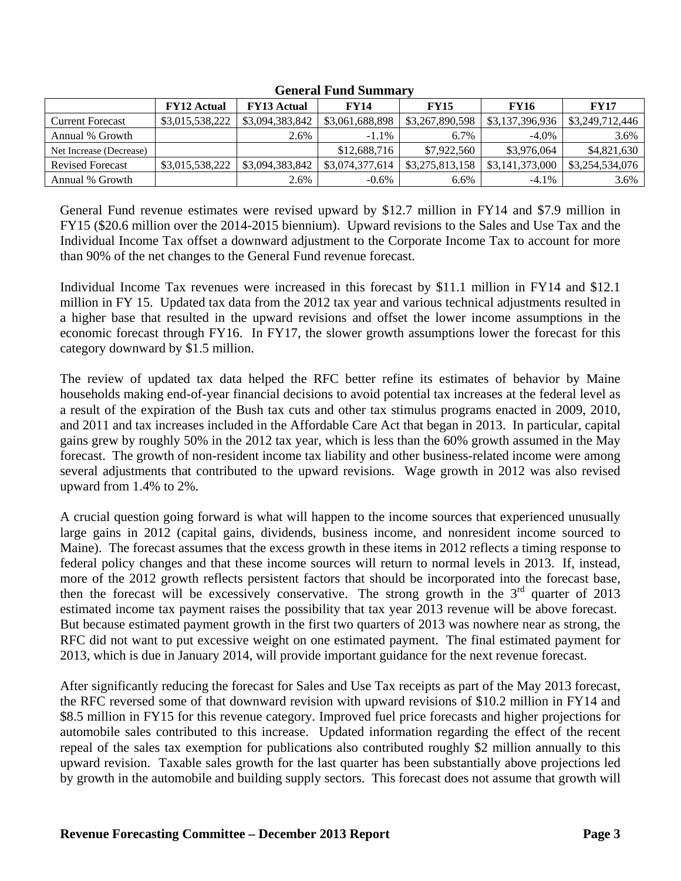**General Fund Summary**

| | FY12 Actual | FY13 Actual | FY14 | FY15 | FY16 | FY17 |
|---|---|---|---|---|---|---|
| Current Forecast | $3,015,538,222 | $3,094,383,842 | $3,061,688,898 | $3,267,890,598 | $3,137,396,936 | $3,249,712,446 |
| Annual % Growth | | 2.6% | -1.1% | 6.7% | -4.0% | 3.6% |
| Net Increase (Decrease) | | | $12,688,716 | $7,922,560 | $3,976,064 | $4,821,630 |
| Revised Forecast | $3,015,538,222 | $3,094,383,842 | $3,074,377,614 | $3,275,813,158 | $3,141,373,000 | $3,254,534,076 |
| Annual % Growth | | 2.6% | -0.6% | 6.6% | -4.1% | 3.6% |

General Fund revenue estimates were revised upward by $12.7 million in FY14 and $7.9 million in FY15 ($20.6 million over the 2014-2015 biennium). Upward revisions to the Sales and Use Tax and the Individual Income Tax offset a downward adjustment to the Corporate Income Tax to account for more than 90% of the net changes to the General Fund revenue forecast.

Individual Income Tax revenues were increased in this forecast by $11.1 million in FY14 and $12.1 million in FY 15. Updated tax data from the 2012 tax year and various technical adjustments resulted in a higher base that resulted in the upward revisions and offset the lower income assumptions in the economic forecast through FY16. In FY17, the slower growth assumptions lower the forecast for this category downward by $1.5 million.

The review of updated tax data helped the RFC better refine its estimates of behavior by Maine households making end-of-year financial decisions to avoid potential tax increases at the federal level as a result of the expiration of the Bush tax cuts and other tax stimulus programs enacted in 2009, 2010, and 2011 and tax increases included in the Affordable Care Act that began in 2013. In particular, capital gains grew by roughly 50% in the 2012 tax year, which is less than the 60% growth assumed in the May forecast. The growth of non-resident income tax liability and other business-related income were among several adjustments that contributed to the upward revisions. Wage growth in 2012 was also revised upward from 1.4% to 2%.

A crucial question going forward is what will happen to the income sources that experienced unusually large gains in 2012 (capital gains, dividends, business income, and nonresident income sourced to Maine). The forecast assumes that the excess growth in these items in 2012 reflects a timing response to federal policy changes and that these income sources will return to normal levels in 2013. If, instead, more of the 2012 growth reflects persistent factors that should be incorporated into the forecast base, then the forecast will be excessively conservative. The strong growth in the 3rd quarter of 2013 estimated income tax payment raises the possibility that tax year 2013 revenue will be above forecast. But because estimated payment growth in the first two quarters of 2013 was nowhere near as strong, the RFC did not want to put excessive weight on one estimated payment. The final estimated payment for 2013, which is due in January 2014, will provide important guidance for the next revenue forecast.

After significantly reducing the forecast for Sales and Use Tax receipts as part of the May 2013 forecast, the RFC reversed some of that downward revision with upward revisions of $10.2 million in FY14 and $8.5 million in FY15 for this revenue category. Improved fuel price forecasts and higher projections for automobile sales contributed to this increase. Updated information regarding the effect of the recent repeal of the sales tax exemption for publications also contributed roughly $2 million annually to this upward revision. Taxable sales growth for the last quarter has been substantially above projections led by growth in the automobile and building supply sectors. This forecast does not assume that growth will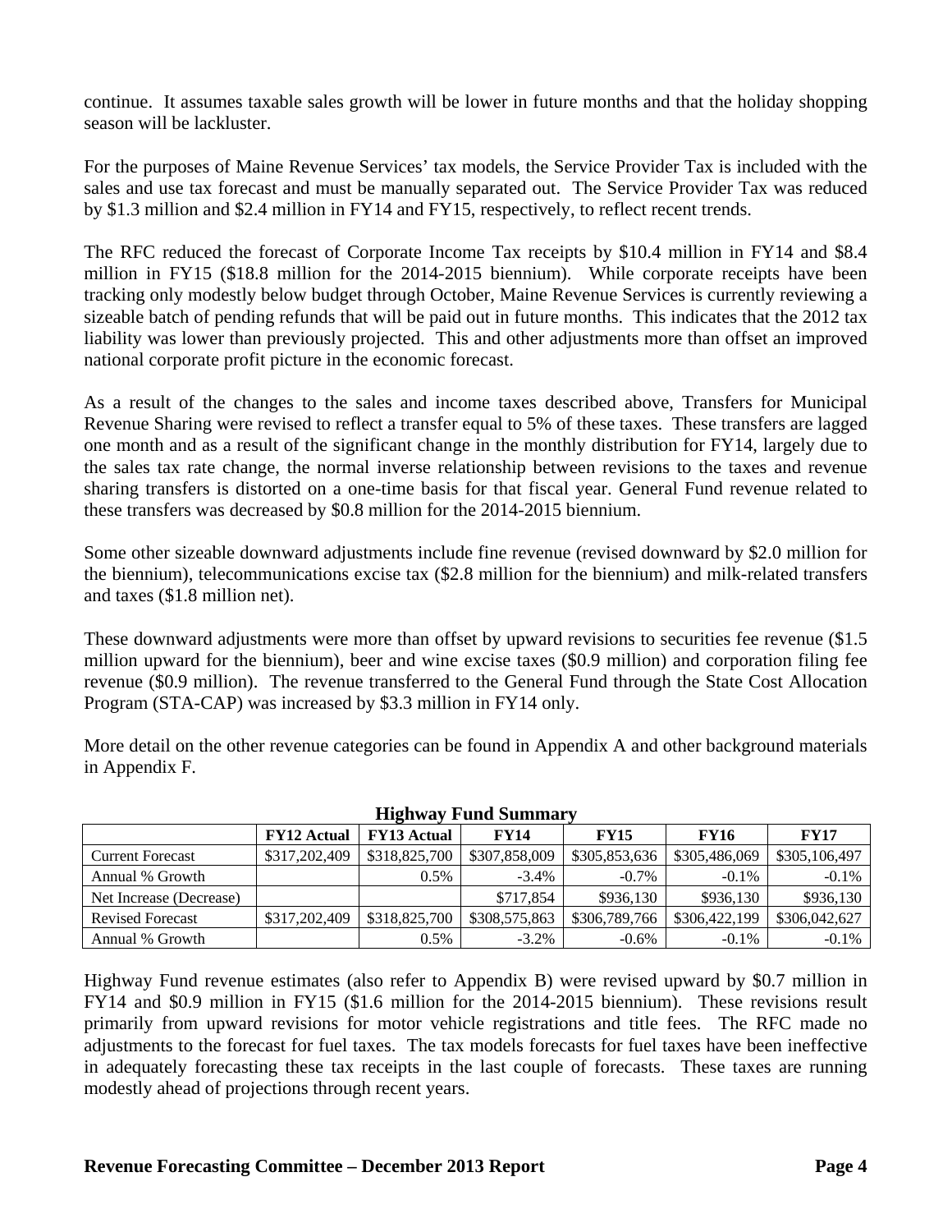continue. It assumes taxable sales growth will be lower in future months and that the holiday shopping season will be lackluster.

For the purposes of Maine Revenue Services' tax models, the Service Provider Tax is included with the sales and use tax forecast and must be manually separated out. The Service Provider Tax was reduced by $1.3 million and $2.4 million in FY14 and FY15, respectively, to reflect recent trends.

The RFC reduced the forecast of Corporate Income Tax receipts by $10.4 million in FY14 and $8.4 million in FY15 ($18.8 million for the 2014-2015 biennium). While corporate receipts have been tracking only modestly below budget through October, Maine Revenue Services is currently reviewing a sizeable batch of pending refunds that will be paid out in future months. This indicates that the 2012 tax liability was lower than previously projected. This and other adjustments more than offset an improved national corporate profit picture in the economic forecast.

As a result of the changes to the sales and income taxes described above, Transfers for Municipal Revenue Sharing were revised to reflect a transfer equal to 5% of these taxes. These transfers are lagged one month and as a result of the significant change in the monthly distribution for FY14, largely due to the sales tax rate change, the normal inverse relationship between revisions to the taxes and revenue sharing transfers is distorted on a one-time basis for that fiscal year. General Fund revenue related to these transfers was decreased by $0.8 million for the 2014-2015 biennium.

Some other sizeable downward adjustments include fine revenue (revised downward by $2.0 million for the biennium), telecommunications excise tax ($2.8 million for the biennium) and milk-related transfers and taxes ($1.8 million net).

These downward adjustments were more than offset by upward revisions to securities fee revenue ($1.5 million upward for the biennium), beer and wine excise taxes ($0.9 million) and corporation filing fee revenue ($0.9 million). The revenue transferred to the General Fund through the State Cost Allocation Program (STA-CAP) was increased by $3.3 million in FY14 only.

More detail on the other revenue categories can be found in Appendix A and other background materials in Appendix F.

**Highway Fund Summary**

| | FY12 Actual | FY13 Actual | FY14 | FY15 | FY16 | FY17 |
|---|---|---|---|---|---|---|
| Current Forecast | $317,202,409 | $318,825,700 | $307,858,009 | $305,853,636 | $305,486,069 | $305,106,497 |
| Annual % Growth | | 0.5% | -3.4% | -0.7% | -0.1% | -0.1% |
| Net Increase (Decrease) | | | $717,854 | $936,130 | $936,130 | $936,130 |
| Revised Forecast | $317,202,409 | $318,825,700 | $308,575,863 | $306,789,766 | $306,422,199 | $306,042,627 |
| Annual % Growth | | 0.5% | -3.2% | -0.6% | -0.1% | -0.1% |

Highway Fund revenue estimates (also refer to Appendix B) were revised upward by $0.7 million in FY14 and $0.9 million in FY15 ($1.6 million for the 2014-2015 biennium). These revisions result primarily from upward revisions for motor vehicle registrations and title fees. The RFC made no adjustments to the forecast for fuel taxes. The tax models forecasts for fuel taxes have been ineffective in adequately forecasting these tax receipts in the last couple of forecasts. These taxes are running modestly ahead of projections through recent years.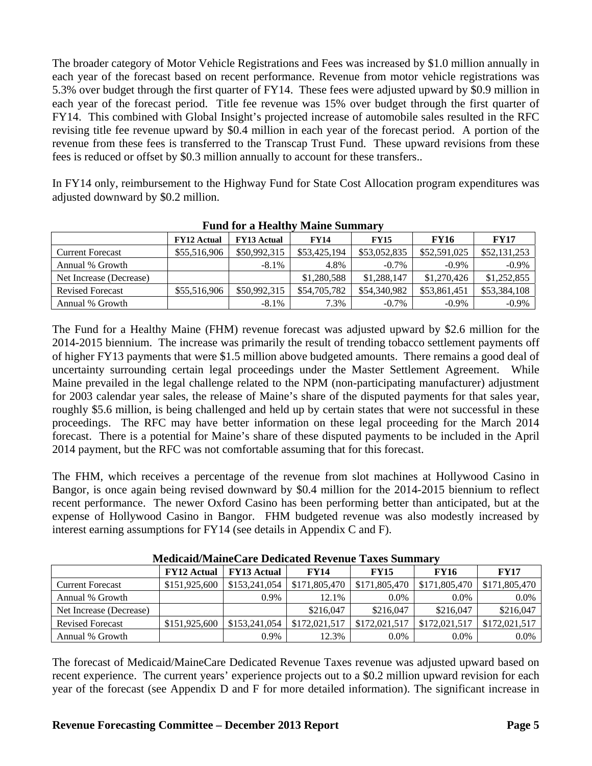The broader category of Motor Vehicle Registrations and Fees was increased by $1.0 million annually in each year of the forecast based on recent performance. Revenue from motor vehicle registrations was 5.3% over budget through the first quarter of FY14. These fees were adjusted upward by $0.9 million in each year of the forecast period. Title fee revenue was 15% over budget through the first quarter of FY14. This combined with Global Insight's projected increase of automobile sales resulted in the RFC revising title fee revenue upward by $0.4 million in each year of the forecast period. A portion of the revenue from these fees is transferred to the Transcap Trust Fund. These upward revisions from these fees is reduced or offset by $0.3 million annually to account for these transfers..

In FY14 only, reimbursement to the Highway Fund for State Cost Allocation program expenditures was adjusted downward by $0.2 million.

**Fund for a Healthy Maine Summary**

| | FY12 Actual | FY13 Actual | FY14 | FY15 | FY16 | FY17 |
|---|---|---|---|---|---|---|
| Current Forecast | $55,516,906 | $50,992,315 | $53,425,194 | $53,052,835 | $52,591,025 | $52,131,253 |
| Annual % Growth | | -8.1% | 4.8% | -0.7% | -0.9% | -0.9% |
| Net Increase (Decrease) | | | $1,280,588 | $1,288,147 | $1,270,426 | $1,252,855 |
| Revised Forecast | $55,516,906 | $50,992,315 | $54,705,782 | $54,340,982 | $53,861,451 | $53,384,108 |
| Annual % Growth | | -8.1% | 7.3% | -0.7% | -0.9% | -0.9% |

The Fund for a Healthy Maine (FHM) revenue forecast was adjusted upward by $2.6 million for the 2014-2015 biennium. The increase was primarily the result of trending tobacco settlement payments off of higher FY13 payments that were $1.5 million above budgeted amounts. There remains a good deal of uncertainty surrounding certain legal proceedings under the Master Settlement Agreement. While Maine prevailed in the legal challenge related to the NPM (non-participating manufacturer) adjustment for 2003 calendar year sales, the release of Maine's share of the disputed payments for that sales year, roughly $5.6 million, is being challenged and held up by certain states that were not successful in these proceedings. The RFC may have better information on these legal proceeding for the March 2014 forecast. There is a potential for Maine's share of these disputed payments to be included in the April 2014 payment, but the RFC was not comfortable assuming that for this forecast.

The FHM, which receives a percentage of the revenue from slot machines at Hollywood Casino in Bangor, is once again being revised downward by $0.4 million for the 2014-2015 biennium to reflect recent performance. The newer Oxford Casino has been performing better than anticipated, but at the expense of Hollywood Casino in Bangor. FHM budgeted revenue was also modestly increased by interest earning assumptions for FY14 (see details in Appendix C and F).

**Medicaid/MaineCare Dedicated Revenue Taxes Summary**

| | FY12 Actual | FY13 Actual | FY14 | FY15 | FY16 | FY17 |
|---|---|---|---|---|---|---|
| Current Forecast | $151,925,600 | $153,241,054 | $171,805,470 | $171,805,470 | $171,805,470 | $171,805,470 |
| Annual % Growth | | 0.9% | 12.1% | 0.0% | 0.0% | 0.0% |
| Net Increase (Decrease) | | | $216,047 | $216,047 | $216,047 | $216,047 |
| Revised Forecast | $151,925,600 | $153,241,054 | $172,021,517 | $172,021,517 | $172,021,517 | $172,021,517 |
| Annual % Growth | | 0.9% | 12.3% | 0.0% | 0.0% | 0.0% |

The forecast of Medicaid/MaineCare Dedicated Revenue Taxes revenue was adjusted upward based on recent experience. The current years' experience projects out to a $0.2 million upward revision for each year of the forecast (see Appendix D and F for more detailed information). The significant increase in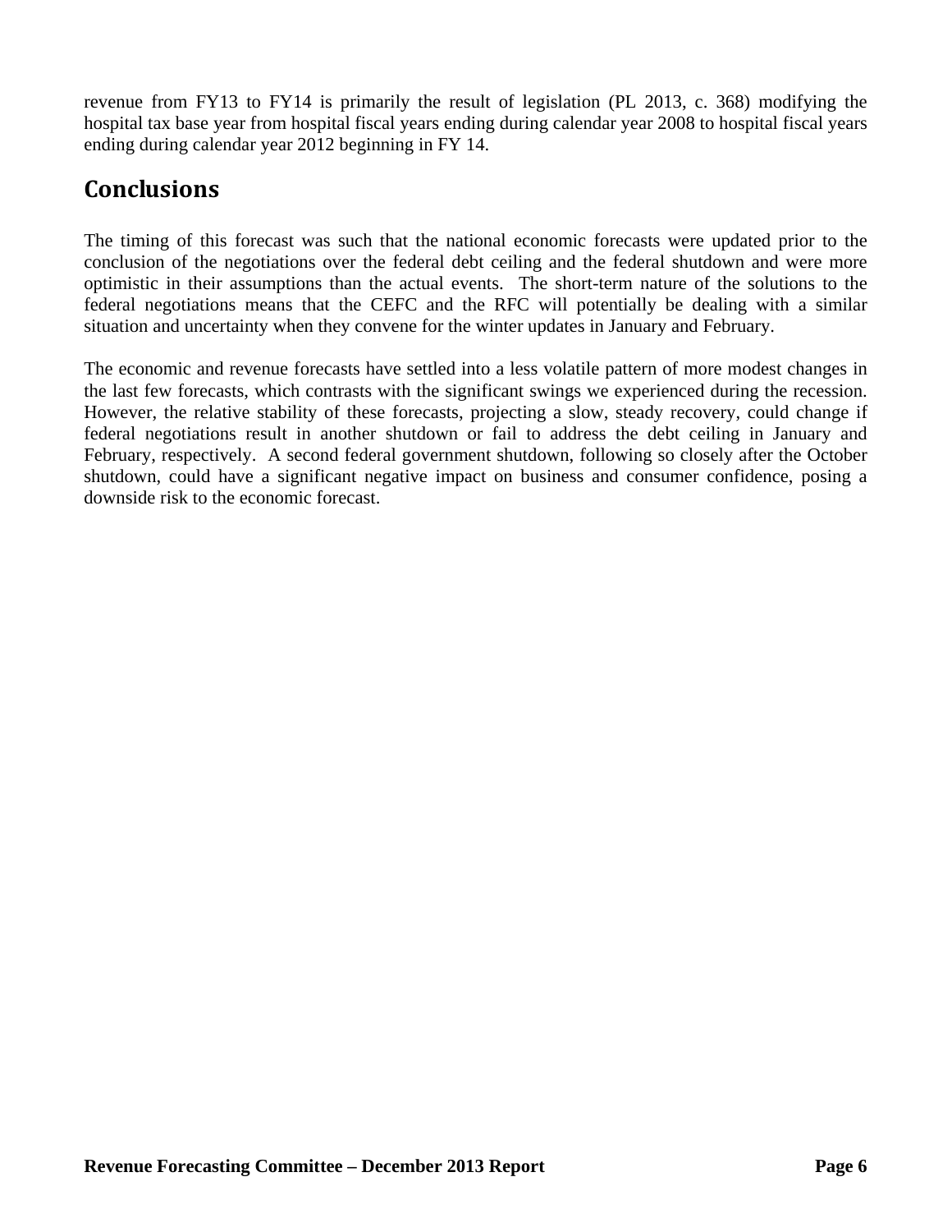revenue from FY13 to FY14 is primarily the result of legislation (PL 2013, c. 368) modifying the hospital tax base year from hospital fiscal years ending during calendar year 2008 to hospital fiscal years ending during calendar year 2012 beginning in FY 14.

## Conclusions

The timing of this forecast was such that the national economic forecasts were updated prior to the conclusion of the negotiations over the federal debt ceiling and the federal shutdown and were more optimistic in their assumptions than the actual events. The short-term nature of the solutions to the federal negotiations means that the CEFC and the RFC will potentially be dealing with a similar situation and uncertainty when they convene for the winter updates in January and February.

The economic and revenue forecasts have settled into a less volatile pattern of more modest changes in the last few forecasts, which contrasts with the significant swings we experienced during the recession. However, the relative stability of these forecasts, projecting a slow, steady recovery, could change if federal negotiations result in another shutdown or fail to address the debt ceiling in January and February, respectively. A second federal government shutdown, following so closely after the October shutdown, could have a significant negative impact on business and consumer confidence, posing a downside risk to the economic forecast.